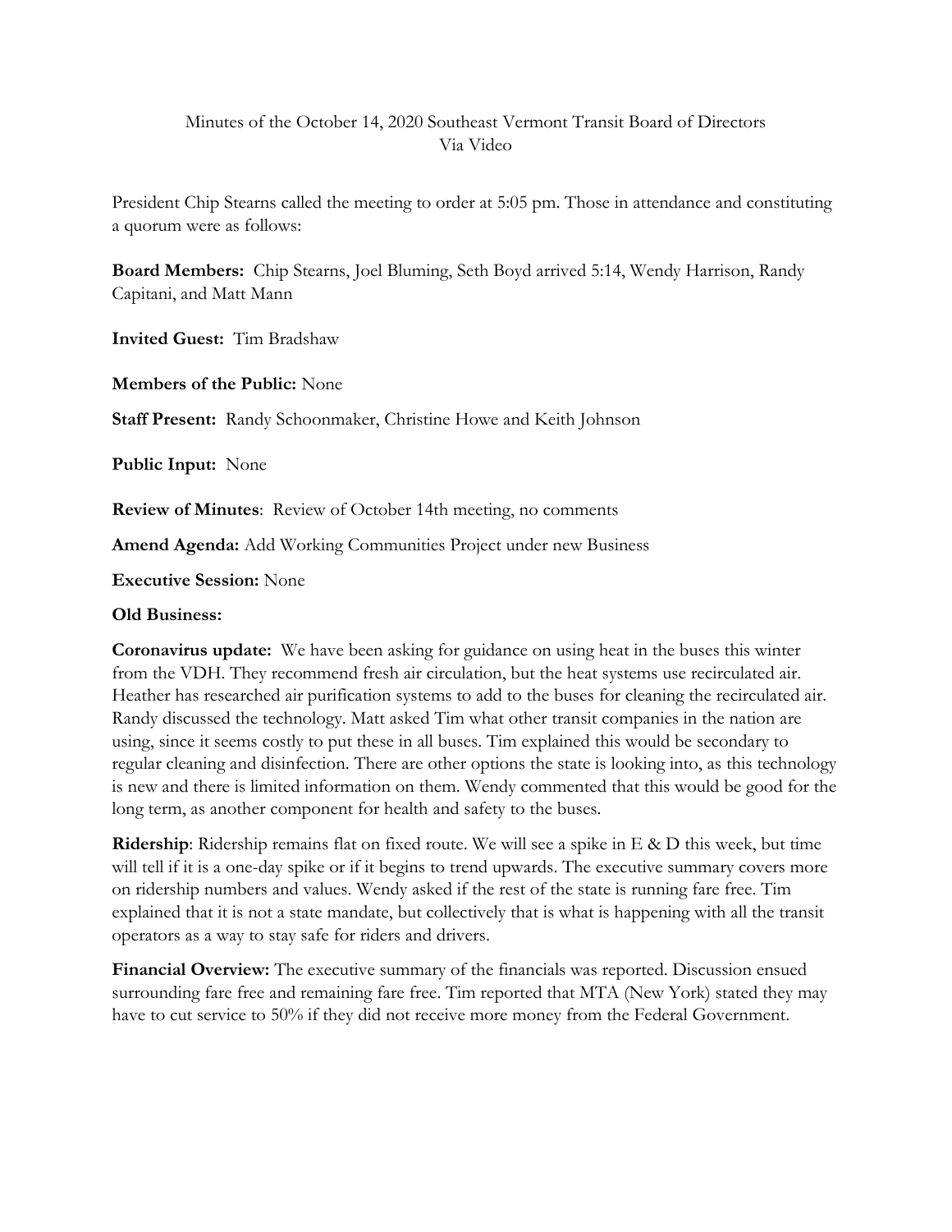Minutes of the October 14, 2020 Southeast Vermont Transit Board of Directors
Via Video

President Chip Stearns called the meeting to order at 5:05 pm. Those in attendance and constituting a quorum were as follows:

**Board Members:** Chip Stearns, Joel Bluming, Seth Boyd arrived 5:14, Wendy Harrison, Randy Capitani, and Matt Mann

**Invited Guest:** Tim Bradshaw

**Members of the Public:** None

**Staff Present:** Randy Schoonmaker, Christine Howe and Keith Johnson

**Public Input:** None

**Review of Minutes**: Review of October 14th meeting, no comments

**Amend Agenda:** Add Working Communities Project under new Business

**Executive Session:** None

**Old Business:**

**Coronavirus update:** We have been asking for guidance on using heat in the buses this winter from the VDH. They recommend fresh air circulation, but the heat systems use recirculated air. Heather has researched air purification systems to add to the buses for cleaning the recirculated air. Randy discussed the technology. Matt asked Tim what other transit companies in the nation are using, since it seems costly to put these in all buses. Tim explained this would be secondary to regular cleaning and disinfection. There are other options the state is looking into, as this technology is new and there is limited information on them. Wendy commented that this would be good for the long term, as another component for health and safety to the buses.

**Ridership**: Ridership remains flat on fixed route. We will see a spike in E & D this week, but time will tell if it is a one-day spike or if it begins to trend upwards. The executive summary covers more on ridership numbers and values. Wendy asked if the rest of the state is running fare free. Tim explained that it is not a state mandate, but collectively that is what is happening with all the transit operators as a way to stay safe for riders and drivers.

**Financial Overview:** The executive summary of the financials was reported. Discussion ensued surrounding fare free and remaining fare free. Tim reported that MTA (New York) stated they may have to cut service to 50% if they did not receive more money from the Federal Government.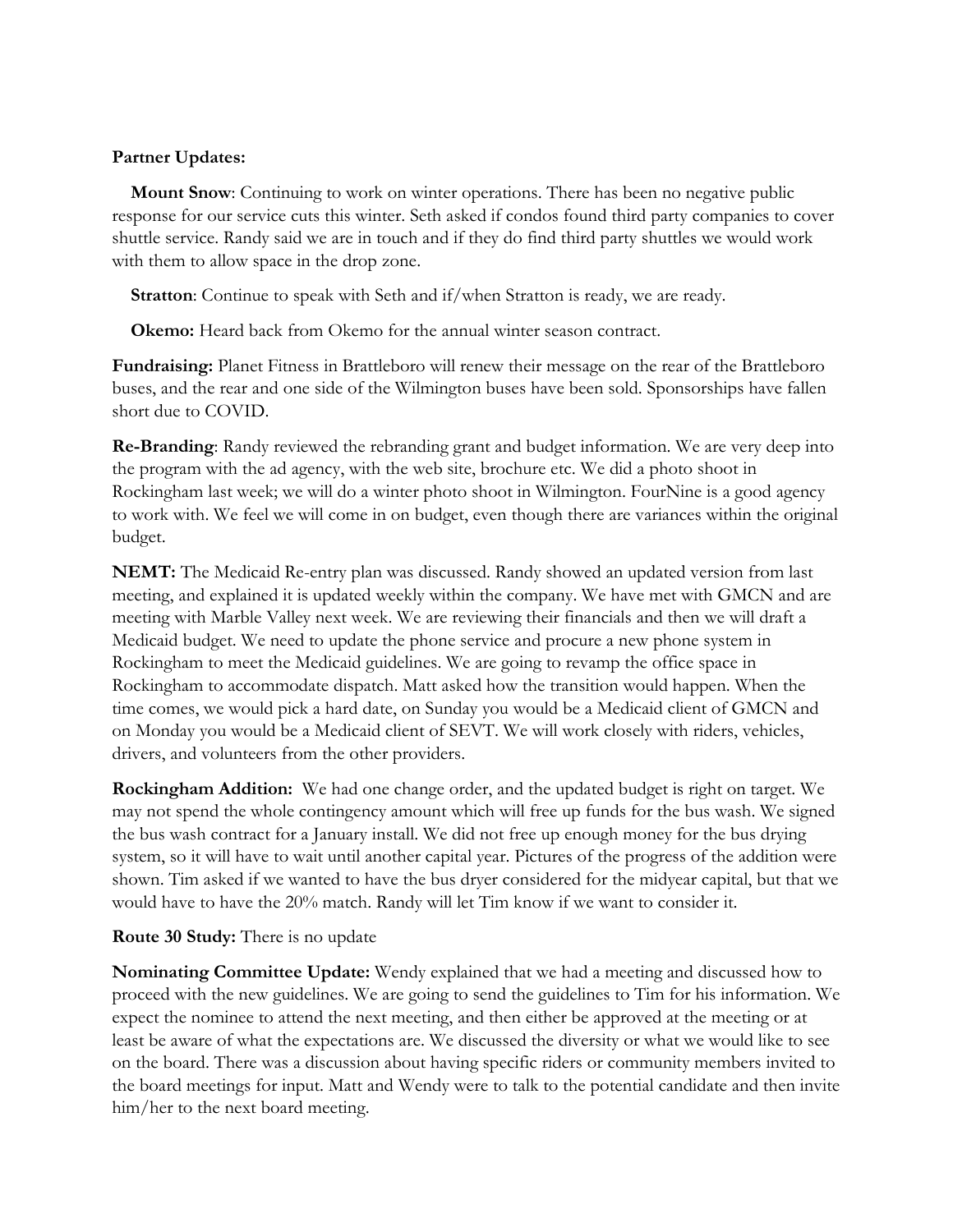**Partner Updates:**

**Mount Snow**: Continuing to work on winter operations. There has been no negative public response for our service cuts this winter. Seth asked if condos found third party companies to cover shuttle service. Randy said we are in touch and if they do find third party shuttles we would work with them to allow space in the drop zone.

**Stratton**: Continue to speak with Seth and if/when Stratton is ready, we are ready.

**Okemo:** Heard back from Okemo for the annual winter season contract.

**Fundraising:** Planet Fitness in Brattleboro will renew their message on the rear of the Brattleboro buses, and the rear and one side of the Wilmington buses have been sold. Sponsorships have fallen short due to COVID.

**Re-Branding**: Randy reviewed the rebranding grant and budget information. We are very deep into the program with the ad agency, with the web site, brochure etc. We did a photo shoot in Rockingham last week; we will do a winter photo shoot in Wilmington. FourNine is a good agency to work with. We feel we will come in on budget, even though there are variances within the original budget.

**NEMT:** The Medicaid Re-entry plan was discussed. Randy showed an updated version from last meeting, and explained it is updated weekly within the company. We have met with GMCN and are meeting with Marble Valley next week. We are reviewing their financials and then we will draft a Medicaid budget. We need to update the phone service and procure a new phone system in Rockingham to meet the Medicaid guidelines. We are going to revamp the office space in Rockingham to accommodate dispatch. Matt asked how the transition would happen. When the time comes, we would pick a hard date, on Sunday you would be a Medicaid client of GMCN and on Monday you would be a Medicaid client of SEVT. We will work closely with riders, vehicles, drivers, and volunteers from the other providers.

**Rockingham Addition:** We had one change order, and the updated budget is right on target. We may not spend the whole contingency amount which will free up funds for the bus wash. We signed the bus wash contract for a January install. We did not free up enough money for the bus drying system, so it will have to wait until another capital year. Pictures of the progress of the addition were shown. Tim asked if we wanted to have the bus dryer considered for the midyear capital, but that we would have to have the 20% match. Randy will let Tim know if we want to consider it.

**Route 30 Study:** There is no update

**Nominating Committee Update:** Wendy explained that we had a meeting and discussed how to proceed with the new guidelines. We are going to send the guidelines to Tim for his information. We expect the nominee to attend the next meeting, and then either be approved at the meeting or at least be aware of what the expectations are. We discussed the diversity or what we would like to see on the board. There was a discussion about having specific riders or community members invited to the board meetings for input. Matt and Wendy were to talk to the potential candidate and then invite him/her to the next board meeting.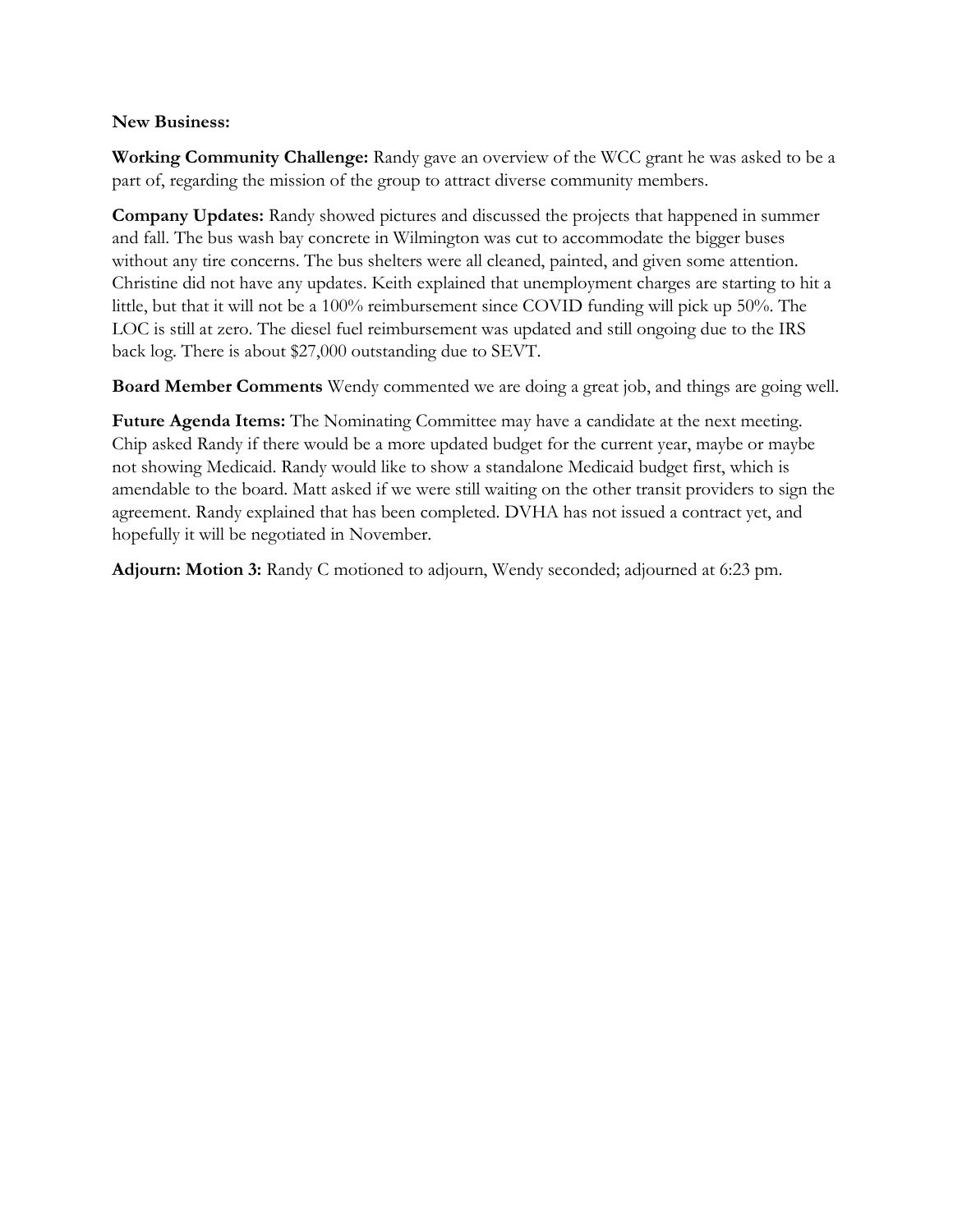**New Business:**

**Working Community Challenge:** Randy gave an overview of the WCC grant he was asked to be a part of, regarding the mission of the group to attract diverse community members.

**Company Updates:** Randy showed pictures and discussed the projects that happened in summer and fall. The bus wash bay concrete in Wilmington was cut to accommodate the bigger buses without any tire concerns. The bus shelters were all cleaned, painted, and given some attention. Christine did not have any updates. Keith explained that unemployment charges are starting to hit a little, but that it will not be a 100% reimbursement since COVID funding will pick up 50%. The LOC is still at zero. The diesel fuel reimbursement was updated and still ongoing due to the IRS back log. There is about $27,000 outstanding due to SEVT.

**Board Member Comments** Wendy commented we are doing a great job, and things are going well.

**Future Agenda Items:** The Nominating Committee may have a candidate at the next meeting. Chip asked Randy if there would be a more updated budget for the current year, maybe or maybe not showing Medicaid. Randy would like to show a standalone Medicaid budget first, which is amendable to the board. Matt asked if we were still waiting on the other transit providers to sign the agreement. Randy explained that has been completed. DVHA has not issued a contract yet, and hopefully it will be negotiated in November.

**Adjourn: Motion 3:** Randy C motioned to adjourn, Wendy seconded; adjourned at 6:23 pm.